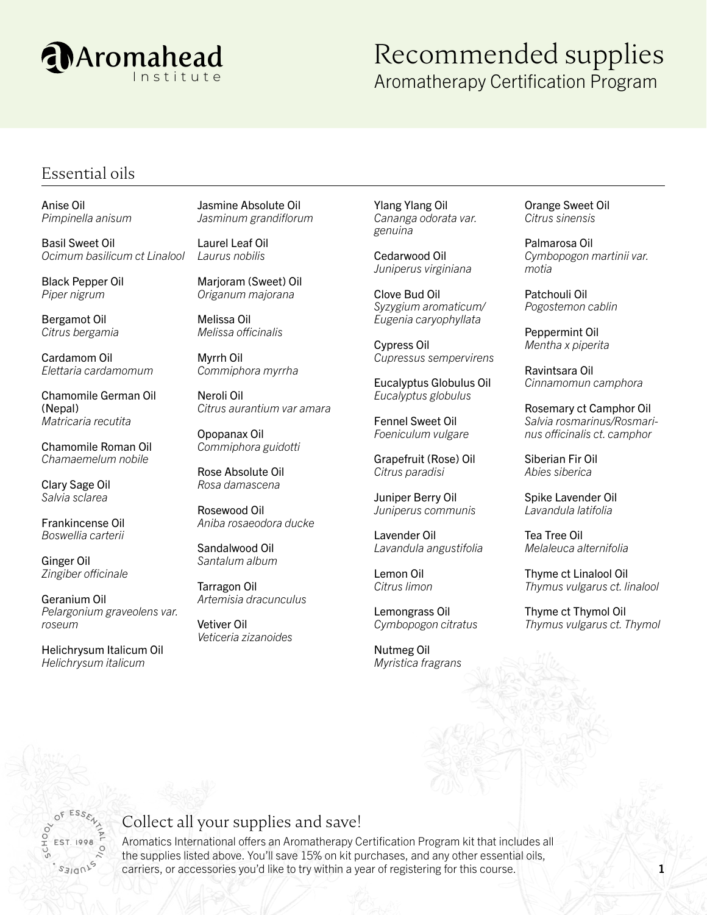# Recommended supplies

Aromatherapy Certification Program

## Essential oils

Anise Oil
*Pimpinella anisum*

Basil Sweet Oil
*Ocimum basilicum ct Linalool*

Black Pepper Oil
*Piper nigrum*

Bergamot Oil
*Citrus bergamia*

Cardamom Oil
*Elettaria cardamomum*

Chamomile German Oil (Nepal)
*Matricaria recutita*

Chamomile Roman Oil
*Chamaemelum nobile*

Clary Sage Oil
*Salvia sclarea*

Frankincense Oil
*Boswellia carterii*

Ginger Oil
*Zingiber officinale*

Geranium Oil
*Pelargonium graveolens var. roseum*

Helichrysum Italicum Oil
*Helichrysum italicum*

Jasmine Absolute Oil
*Jasminum grandiflorum*

Laurel Leaf Oil
*Laurus nobilis*

Marjoram (Sweet) Oil
*Origanum majorana*

Melissa Oil
*Melissa officinalis*

Myrrh Oil
*Commiphora myrrha*

Neroli Oil
*Citrus aurantium var amara*

Opopanax Oil
*Commiphora guidotti*

Rose Absolute Oil
*Rosa damascena*

Rosewood Oil
*Aniba rosaeodora ducke*

Sandalwood Oil
*Santalum album*

Tarragon Oil
*Artemisia dracunculus*

Vetiver Oil
*Veticeria zizanoides*

Ylang Ylang Oil
*Cananga odorata var. genuina*

Cedarwood Oil
*Juniperus virginiana*

Clove Bud Oil
*Syzygium aromaticum/ Eugenia caryophyllata*

Cypress Oil
*Cupressus sempervirens*

Eucalyptus Globulus Oil
*Eucalyptus globulus*

Fennel Sweet Oil
*Foeniculum vulgare*

Grapefruit (Rose) Oil
*Citrus paradisi*

Juniper Berry Oil
*Juniperus communis*

Lavender Oil
*Lavandula angustifolia*

Lemon Oil
*Citrus limon*

Lemongrass Oil
*Cymbopogon citratus*

Nutmeg Oil
*Myristica fragrans*

Orange Sweet Oil
*Citrus sinensis*

Palmarosa Oil
*Cymbopogon martinii var. motia*

Patchouli Oil
*Pogostemon cablin*

Peppermint Oil
*Mentha x piperita*

Ravintsara Oil
*Cinnamomun camphora*

Rosemary ct Camphor Oil
*Salvia rosmarinus/Rosmarinus officinalis ct. camphor*

Siberian Fir Oil
*Abies siberica*

Spike Lavender Oil
*Lavandula latifolia*

Tea Tree Oil
*Melaleuca alternifolia*

Thyme ct Linalool Oil
*Thymus vulgarus ct. linalool*

Thyme ct Thymol Oil
*Thymus vulgarus ct. Thymol*

## Collect all your supplies and save!

Aromatics International offers an Aromatherapy Certification Program kit that includes all the supplies listed above. You'll save 15% on kit purchases, and any other essential oils, carriers, or accessories you'd like to try within a year of registering for this course.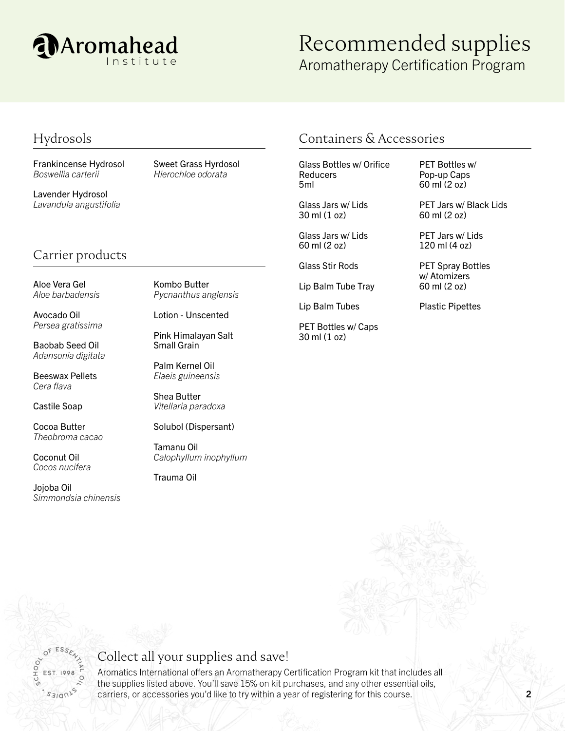# Recommended supplies

## Aromatherapy Certification Program

### Hydrosols

Frankincense Hydrosol
*Boswellia carterii*

Lavender Hydrosol
*Lavandula angustifolia*

Sweet Grass Hyrdosol
*Hierochloe odorata*

### Carrier products

Aloe Vera Gel
*Aloe barbadensis*

Avocado Oil
*Persea gratissima*

Baobab Seed Oil
*Adansonia digitata*

Beeswax Pellets
*Cera flava*

Castile Soap

Cocoa Butter
*Theobroma cacao*

Coconut Oil
*Cocos nucifera*

Jojoba Oil
*Simmondsia chinensis*

Kombo Butter
*Pycnanthus anglensis*

Lotion - Unscented

Pink Himalayan Salt
Small Grain

Palm Kernel Oil
*Elaeis guineensis*

Shea Butter
*Vitellaria paradoxa*

Solubol (Dispersant)

Tamanu Oil
*Calophyllum inophyllum*

Trauma Oil

### Containers & Accessories

Glass Bottles w/ Orifice Reducers
5ml

Glass Jars w/ Lids
30 ml (1 oz)

Glass Jars w/ Lids
60 ml (2 oz)

Glass Stir Rods

Lip Balm Tube Tray

Lip Balm Tubes

PET Bottles w/ Caps
30 ml (1 oz)

PET Bottles w/ Pop-up Caps
60 ml (2 oz)

PET Jars w/ Black Lids
60 ml (2 oz)

PET Jars w/ Lids
120 ml (4 oz)

PET Spray Bottles w/ Atomizers
60 ml (2 oz)

Plastic Pipettes

### Collect all your supplies and save!

Aromatics International offers an Aromatherapy Certification Program kit that includes all the supplies listed above. You'll save 15% on kit purchases, and any other essential oils, carriers, or accessories you'd like to try within a year of registering for this course.